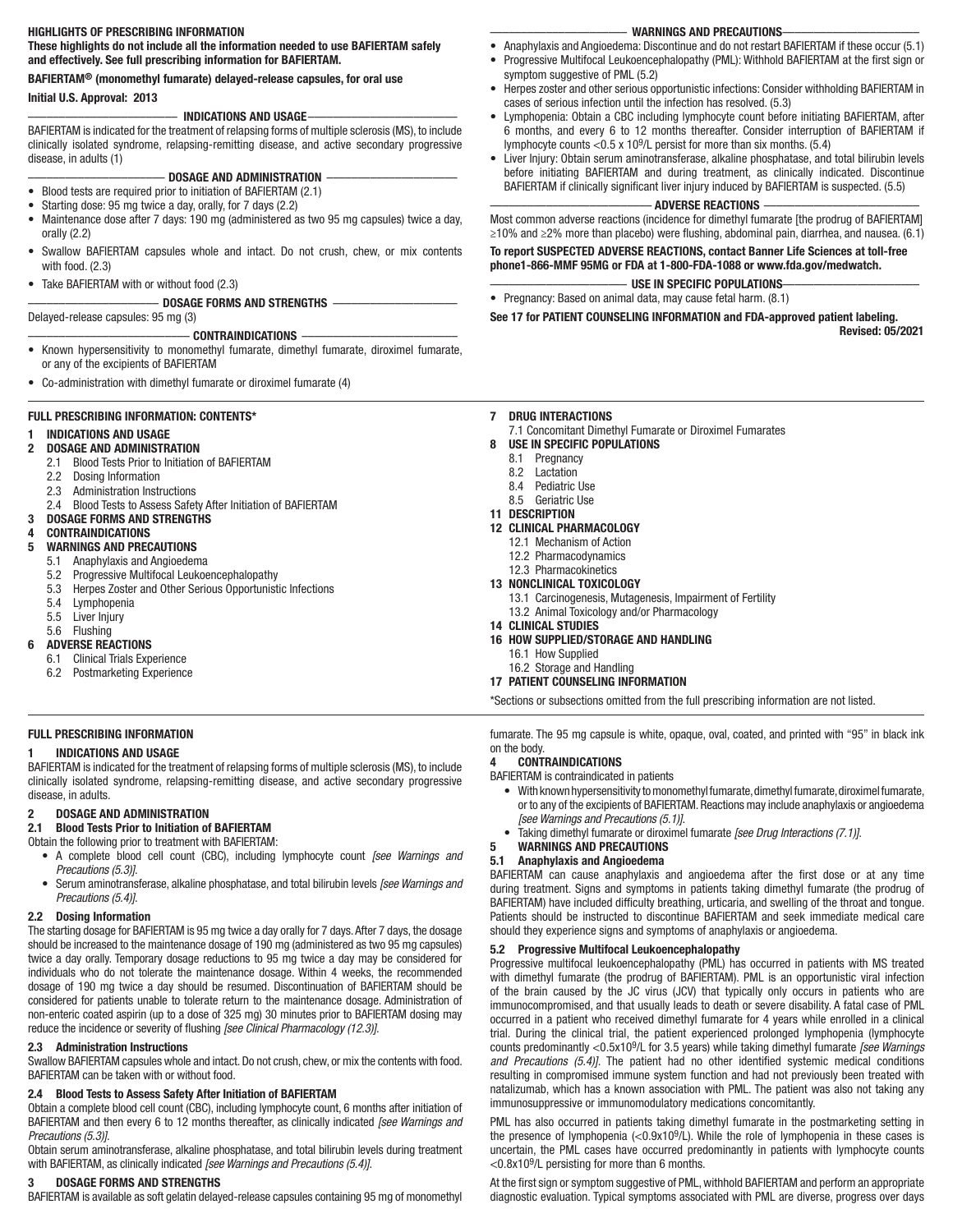# HIGHLIGHTS OF PRESCRIBING INFORMATION

**These highlights do not include all the information needed to use BAFIERTAM safely and effectively. See full prescribing information for BAFIERTAM.**

**BAFIERTAM® (monomethyl fumarate) delayed-release capsules, for oral use**

**Initial U.S. Approval: 2013**

## INDICATIONS AND USAGE

BAFIERTAM is indicated for the treatment of relapsing forms of multiple sclerosis (MS), to include clinically isolated syndrome, relapsing-remitting disease, and active secondary progressive disease, in adults (1)

## DOSAGE AND ADMINISTRATION

- Blood tests are required prior to initiation of BAFIERTAM (2.1)
- Starting dose: 95 mg twice a day, orally, for 7 days (2.2)
- Maintenance dose after 7 days: 190 mg (administered as two 95 mg capsules) twice a day, orally (2.2)
- Swallow BAFIERTAM capsules whole and intact. Do not crush, chew, or mix contents with food. (2.3)
- Take BAFIERTAM with or without food (2.3)

## DOSAGE FORMS AND STRENGTHS

Delayed-release capsules: 95 mg (3)

## CONTRAINDICATIONS

- Known hypersensitivity to monomethyl fumarate, dimethyl fumarate, diroximel fumarate, or any of the excipients of BAFIERTAM
- Co-administration with dimethyl fumarate or diroximel fumarate (4)

## WARNINGS AND PRECAUTIONS

- Anaphylaxis and Angioedema: Discontinue and do not restart BAFIERTAM if these occur (5.1)
- Progressive Multifocal Leukoencephalopathy (PML): Withhold BAFIERTAM at the first sign or symptom suggestive of PML (5.2)
- Herpes zoster and other serious opportunistic infections: Consider withholding BAFIERTAM in cases of serious infection until the infection has resolved. (5.3)
- Lymphopenia: Obtain a CBC including lymphocyte count before initiating BAFIERTAM, after 6 months, and every 6 to 12 months thereafter. Consider interruption of BAFIERTAM if lymphocyte counts $<0.5 \times 10^9$/L persist for more than six months. (5.4)
- Liver Injury: Obtain serum aminotransferase, alkaline phosphatase, and total bilirubin levels before initiating BAFIERTAM and during treatment, as clinically indicated. Discontinue BAFIERTAM if clinically significant liver injury induced by BAFIERTAM is suspected. (5.5)

## ADVERSE REACTIONS

Most common adverse reactions (incidence for dimethyl fumarate [the prodrug of BAFIERTAM] ≥10% and ≥2% more than placebo) were flushing, abdominal pain, diarrhea, and nausea. (6.1)

**To report SUSPECTED ADVERSE REACTIONS, contact Banner Life Sciences at toll-free phone1-866-MMF 95MG or FDA at 1-800-FDA-1088 or www.fda.gov/medwatch.**

## USE IN SPECIFIC POPULATIONS

- Pregnancy: Based on animal data, may cause fetal harm. (8.1)

**See 17 for PATIENT COUNSELING INFORMATION and FDA-approved patient labeling.**

**Revised: 05/2021**

# FULL PRESCRIBING INFORMATION: CONTENTS*

**1 INDICATIONS AND USAGE**
**2 DOSAGE AND ADMINISTRATION**
- 2.1 Blood Tests Prior to Initiation of BAFIERTAM
- 2.2 Dosing Information
- 2.3 Administration Instructions
- 2.4 Blood Tests to Assess Safety After Initiation of BAFIERTAM

**3 DOSAGE FORMS AND STRENGTHS**
**4 CONTRAINDICATIONS**
**5 WARNINGS AND PRECAUTIONS**
- 5.1 Anaphylaxis and Angioedema
- 5.2 Progressive Multifocal Leukoencephalopathy
- 5.3 Herpes Zoster and Other Serious Opportunistic Infections
- 5.4 Lymphopenia
- 5.5 Liver Injury
- 5.6 Flushing

**6 ADVERSE REACTIONS**
- 6.1 Clinical Trials Experience
- 6.2 Postmarketing Experience

**7 DRUG INTERACTIONS**
- 7.1 Concomitant Dimethyl Fumarate or Diroximel Fumarates

**8 USE IN SPECIFIC POPULATIONS**
- 8.1 Pregnancy
- 8.2 Lactation
- 8.4 Pediatric Use
- 8.5 Geriatric Use

**11 DESCRIPTION**
**12 CLINICAL PHARMACOLOGY**
- 12.1 Mechanism of Action
- 12.2 Pharmacodynamics
- 12.3 Pharmacokinetics

**13 NONCLINICAL TOXICOLOGY**
- 13.1 Carcinogenesis, Mutagenesis, Impairment of Fertility
- 13.2 Animal Toxicology and/or Pharmacology

**14 CLINICAL STUDIES**
**16 HOW SUPPLIED/STORAGE AND HANDLING**
- 16.1 How Supplied
- 16.2 Storage and Handling

**17 PATIENT COUNSELING INFORMATION**

*Sections or subsections omitted from the full prescribing information are not listed.

# FULL PRESCRIBING INFORMATION

## 1 INDICATIONS AND USAGE

BAFIERTAM is indicated for the treatment of relapsing forms of multiple sclerosis (MS), to include clinically isolated syndrome, relapsing-remitting disease, and active secondary progressive disease, in adults.

## 2 DOSAGE AND ADMINISTRATION

### 2.1 Blood Tests Prior to Initiation of BAFIERTAM

Obtain the following prior to treatment with BAFIERTAM:

- A complete blood cell count (CBC), including lymphocyte count *[see Warnings and Precautions (5.3)]*.
- Serum aminotransferase, alkaline phosphatase, and total bilirubin levels *[see Warnings and Precautions (5.4)]*.

### 2.2 Dosing Information

The starting dosage for BAFIERTAM is 95 mg twice a day orally for 7 days. After 7 days, the dosage should be increased to the maintenance dosage of 190 mg (administered as two 95 mg capsules) twice a day orally. Temporary dosage reductions to 95 mg twice a day may be considered for individuals who do not tolerate the maintenance dosage. Within 4 weeks, the recommended dosage of 190 mg twice a day should be resumed. Discontinuation of BAFIERTAM should be considered for patients unable to tolerate return to the maintenance dosage. Administration of non-enteric coated aspirin (up to a dose of 325 mg) 30 minutes prior to BAFIERTAM dosing may reduce the incidence or severity of flushing *[see Clinical Pharmacology (12.3)]*.

### 2.3 Administration Instructions

Swallow BAFIERTAM capsules whole and intact. Do not crush, chew, or mix the contents with food. BAFIERTAM can be taken with or without food.

### 2.4 Blood Tests to Assess Safety After Initiation of BAFIERTAM

Obtain a complete blood cell count (CBC), including lymphocyte count, 6 months after initiation of BAFIERTAM and then every 6 to 12 months thereafter, as clinically indicated *[see Warnings and Precautions (5.3)]*.

Obtain serum aminotransferase, alkaline phosphatase, and total bilirubin levels during treatment with BAFIERTAM, as clinically indicated *[see Warnings and Precautions (5.4)]*.

## 3 DOSAGE FORMS AND STRENGTHS

BAFIERTAM is available as soft gelatin delayed-release capsules containing 95 mg of monomethyl fumarate. The 95 mg capsule is white, opaque, oval, coated, and printed with "95" in black ink on the body.

## 4 CONTRAINDICATIONS

BAFIERTAM is contraindicated in patients

- With known hypersensitivity to monomethyl fumarate, dimethyl fumarate, diroximel fumarate, or to any of the excipients of BAFIERTAM. Reactions may include anaphylaxis or angioedema *[see Warnings and Precautions (5.1)]*.
- Taking dimethyl fumarate or diroximel fumarate *[see Drug Interactions (7.1)]*.

## 5 WARNINGS AND PRECAUTIONS

### 5.1 Anaphylaxis and Angioedema

BAFIERTAM can cause anaphylaxis and angioedema after the first dose or at any time during treatment. Signs and symptoms in patients taking dimethyl fumarate (the prodrug of BAFIERTAM) have included difficulty breathing, urticaria, and swelling of the throat and tongue. Patients should be instructed to discontinue BAFIERTAM and seek immediate medical care should they experience signs and symptoms of anaphylaxis or angioedema.

### 5.2 Progressive Multifocal Leukoencephalopathy

Progressive multifocal leukoencephalopathy (PML) has occurred in patients with MS treated with dimethyl fumarate (the prodrug of BAFIERTAM). PML is an opportunistic viral infection of the brain caused by the JC virus (JCV) that typically only occurs in patients who are immunocompromised, and that usually leads to death or severe disability. A fatal case of PML occurred in a patient who received dimethyl fumarate for 4 years while enrolled in a clinical trial. During the clinical trial, the patient experienced prolonged lymphopenia (lymphocyte counts predominantly $<0.5 \times 10^9$/L for 3.5 years) while taking dimethyl fumarate *[see Warnings and Precautions (5.4)]*. The patient had no other identified systemic medical conditions resulting in compromised immune system function and had not previously been treated with natalizumab, which has a known association with PML. The patient was also not taking any immunosuppressive or immunomodulatory medications concomitantly.

PML has also occurred in patients taking dimethyl fumarate in the postmarketing setting in the presence of lymphopenia ($<0.9 \times 10^9$/L). While the role of lymphopenia in these cases is uncertain, the PML cases have occurred predominantly in patients with lymphocyte counts $<0.8 \times 10^9$/L persisting for more than 6 months.

At the first sign or symptom suggestive of PML, withhold BAFIERTAM and perform an appropriate diagnostic evaluation. Typical symptoms associated with PML are diverse, progress over days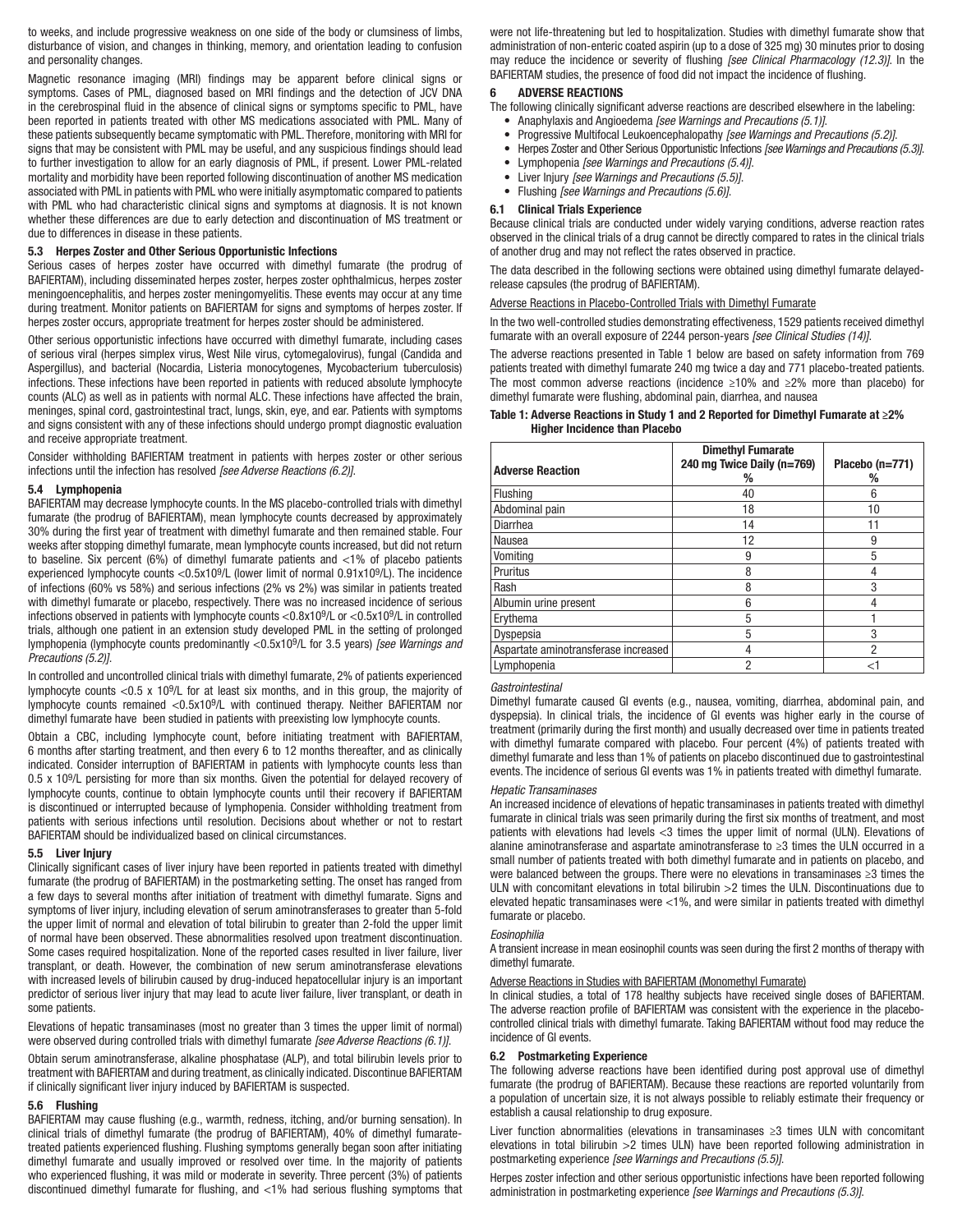to weeks, and include progressive weakness on one side of the body or clumsiness of limbs, disturbance of vision, and changes in thinking, memory, and orientation leading to confusion and personality changes.

Magnetic resonance imaging (MRI) findings may be apparent before clinical signs or symptoms. Cases of PML, diagnosed based on MRI findings and the detection of JCV DNA in the cerebrospinal fluid in the absence of clinical signs or symptoms specific to PML, have been reported in patients treated with other MS medications associated with PML. Many of these patients subsequently became symptomatic with PML. Therefore, monitoring with MRI for signs that may be consistent with PML may be useful, and any suspicious findings should lead to further investigation to allow for an early diagnosis of PML, if present. Lower PML-related mortality and morbidity have been reported following discontinuation of another MS medication associated with PML in patients with PML who were initially asymptomatic compared to patients with PML who had characteristic clinical signs and symptoms at diagnosis. It is not known whether these differences are due to early detection and discontinuation of MS treatment or due to differences in disease in these patients.

### 5.3 Herpes Zoster and Other Serious Opportunistic Infections

Serious cases of herpes zoster have occurred with dimethyl fumarate (the prodrug of BAFIERTAM), including disseminated herpes zoster, herpes zoster ophthalmicus, herpes zoster meningoencephalitis, and herpes zoster meningomyelitis. These events may occur at any time during treatment. Monitor patients on BAFIERTAM for signs and symptoms of herpes zoster. If herpes zoster occurs, appropriate treatment for herpes zoster should be administered.

Other serious opportunistic infections have occurred with dimethyl fumarate, including cases of serious viral (herpes simplex virus, West Nile virus, cytomegalovirus), fungal (Candida and Aspergillus), and bacterial (Nocardia, Listeria monocytogenes, Mycobacterium tuberculosis) infections. These infections have been reported in patients with reduced absolute lymphocyte counts (ALC) as well as in patients with normal ALC. These infections have affected the brain, meninges, spinal cord, gastrointestinal tract, lungs, skin, eye, and ear. Patients with symptoms and signs consistent with any of these infections should undergo prompt diagnostic evaluation and receive appropriate treatment.

Consider withholding BAFIERTAM treatment in patients with herpes zoster or other serious infections until the infection has resolved *[see Adverse Reactions (6.2)]*.

### 5.4 Lymphopenia

BAFIERTAM may decrease lymphocyte counts. In the MS placebo-controlled trials with dimethyl fumarate (the prodrug of BAFIERTAM), mean lymphocyte counts decreased by approximately 30% during the first year of treatment with dimethyl fumarate and then remained stable. Four weeks after stopping dimethyl fumarate, mean lymphocyte counts increased, but did not return to baseline. Six percent (6%) of dimethyl fumarate patients and <1% of placebo patients experienced lymphocyte counts $<0.5 \times 10^9$/L (lower limit of normal $0.91 \times 10^9$/L). The incidence of infections (60% vs 58%) and serious infections (2% vs 2%) was similar in patients treated with dimethyl fumarate or placebo, respectively. There was no increased incidence of serious infections observed in patients with lymphocyte counts $<0.8 \times 10^9$/L or $<0.5 \times 10^9$/L in controlled trials, although one patient in an extension study developed PML in the setting of prolonged lymphopenia (lymphocyte counts predominantly $<0.5 \times 10^9$/L for 3.5 years) *[see Warnings and Precautions (5.2)]*.

In controlled and uncontrolled clinical trials with dimethyl fumarate, 2% of patients experienced lymphocyte counts $<0.5 \times 10^9$/L for at least six months, and in this group, the majority of lymphocyte counts remained $<0.5 \times 10^9$/L with continued therapy. Neither BAFIERTAM nor dimethyl fumarate have been studied in patients with preexisting low lymphocyte counts.

Obtain a CBC, including lymphocyte count, before initiating treatment with BAFIERTAM, 6 months after starting treatment, and then every 6 to 12 months thereafter, and as clinically indicated. Consider interruption of BAFIERTAM in patients with lymphocyte counts less than $0.5 \times 10^9$/L persisting for more than six months. Given the potential for delayed recovery of lymphocyte counts, continue to obtain lymphocyte counts until their recovery if BAFIERTAM is discontinued or interrupted because of lymphopenia. Consider withholding treatment from patients with serious infections until resolution. Decisions about whether or not to restart BAFIERTAM should be individualized based on clinical circumstances.

### 5.5 Liver Injury

Clinically significant cases of liver injury have been reported in patients treated with dimethyl fumarate (the prodrug of BAFIERTAM) in the postmarketing setting. The onset has ranged from a few days to several months after initiation of treatment with dimethyl fumarate. Signs and symptoms of liver injury, including elevation of serum aminotransferases to greater than 5-fold the upper limit of normal and elevation of total bilirubin to greater than 2-fold the upper limit of normal have been observed. These abnormalities resolved upon treatment discontinuation. Some cases required hospitalization. None of the reported cases resulted in liver failure, liver transplant, or death. However, the combination of new serum aminotransferase elevations with increased levels of bilirubin caused by drug-induced hepatocellular injury is an important predictor of serious liver injury that may lead to acute liver failure, liver transplant, or death in some patients.

Elevations of hepatic transaminases (most no greater than 3 times the upper limit of normal) were observed during controlled trials with dimethyl fumarate *[see Adverse Reactions (6.1)]*.

Obtain serum aminotransferase, alkaline phosphatase (ALP), and total bilirubin levels prior to treatment with BAFIERTAM and during treatment, as clinically indicated. Discontinue BAFIERTAM if clinically significant liver injury induced by BAFIERTAM is suspected.

### 5.6 Flushing

BAFIERTAM may cause flushing (e.g., warmth, redness, itching, and/or burning sensation). In clinical trials of dimethyl fumarate (the prodrug of BAFIERTAM), 40% of dimethyl fumarate-treated patients experienced flushing. Flushing symptoms generally began soon after initiating dimethyl fumarate and usually improved or resolved over time. In the majority of patients who experienced flushing, it was mild or moderate in severity. Three percent (3%) of patients discontinued dimethyl fumarate for flushing, and <1% had serious flushing symptoms that were not life-threatening but led to hospitalization. Studies with dimethyl fumarate show that administration of non-enteric coated aspirin (up to a dose of 325 mg) 30 minutes prior to dosing may reduce the incidence or severity of flushing *[see Clinical Pharmacology (12.3)]*. In the BAFIERTAM studies, the presence of food did not impact the incidence of flushing.

## 6 ADVERSE REACTIONS

The following clinically significant adverse reactions are described elsewhere in the labeling:

- Anaphylaxis and Angioedema *[see Warnings and Precautions (5.1)]*.
- Progressive Multifocal Leukoencephalopathy *[see Warnings and Precautions (5.2)]*.
- Herpes Zoster and Other Serious Opportunistic Infections *[see Warnings and Precautions (5.3)]*.
- Lymphopenia *[see Warnings and Precautions (5.4)]*.
- Liver Injury *[see Warnings and Precautions (5.5)]*.
- Flushing *[see Warnings and Precautions (5.6)]*.

### 6.1 Clinical Trials Experience

Because clinical trials are conducted under widely varying conditions, adverse reaction rates observed in the clinical trials of a drug cannot be directly compared to rates in the clinical trials of another drug and may not reflect the rates observed in practice.

The data described in the following sections were obtained using dimethyl fumarate delayed-release capsules (the prodrug of BAFIERTAM).

Adverse Reactions in Placebo-Controlled Trials with Dimethyl Fumarate

In the two well-controlled studies demonstrating effectiveness, 1529 patients received dimethyl fumarate with an overall exposure of 2244 person-years *[see Clinical Studies (14)]*.

The adverse reactions presented in Table 1 below are based on safety information from 769 patients treated with dimethyl fumarate 240 mg twice a day and 771 placebo-treated patients. The most common adverse reactions (incidence ≥10% and ≥2% more than placebo) for dimethyl fumarate were flushing, abdominal pain, diarrhea, and nausea

**Table 1: Adverse Reactions in Study 1 and 2 Reported for Dimethyl Fumarate at ≥2% Higher Incidence than Placebo**

| Adverse Reaction | Dimethyl Fumarate 240 mg Twice Daily (n=769) % | Placebo (n=771) % |
|---|---|---|
| Flushing | 40 | 6 |
| Abdominal pain | 18 | 10 |
| Diarrhea | 14 | 11 |
| Nausea | 12 | 9 |
| Vomiting | 9 | 5 |
| Pruritus | 8 | 4 |
| Rash | 8 | 3 |
| Albumin urine present | 6 | 4 |
| Erythema | 5 | 1 |
| Dyspepsia | 5 | 3 |
| Aspartate aminotransferase increased | 4 | 2 |
| Lymphopenia | 2 | <1 |

*Gastrointestinal*

Dimethyl fumarate caused GI events (e.g., nausea, vomiting, diarrhea, abdominal pain, and dyspepsia). In clinical trials, the incidence of GI events was higher early in the course of treatment (primarily during the first month) and usually decreased over time in patients treated with dimethyl fumarate compared with placebo. Four percent (4%) of patients treated with dimethyl fumarate and less than 1% of patients on placebo discontinued due to gastrointestinal events. The incidence of serious GI events was 1% in patients treated with dimethyl fumarate.

*Hepatic Transaminases*

An increased incidence of elevations of hepatic transaminases in patients treated with dimethyl fumarate in clinical trials was seen primarily during the first six months of treatment, and most patients with elevations had levels <3 times the upper limit of normal (ULN). Elevations of alanine aminotransferase and aspartate aminotransferase to ≥3 times the ULN occurred in a small number of patients treated with both dimethyl fumarate and in patients on placebo, and were balanced between the groups. There were no elevations in transaminases ≥3 times the ULN with concomitant elevations in total bilirubin >2 times the ULN. Discontinuations due to elevated hepatic transaminases were <1%, and were similar in patients treated with dimethyl fumarate or placebo.

*Eosinophilia*

A transient increase in mean eosinophil counts was seen during the first 2 months of therapy with dimethyl fumarate.

Adverse Reactions in Studies with BAFIERTAM (Monomethyl Fumarate)

In clinical studies, a total of 178 healthy subjects have received single doses of BAFIERTAM. The adverse reaction profile of BAFIERTAM was consistent with the experience in the placebo-controlled clinical trials with dimethyl fumarate. Taking BAFIERTAM without food may reduce the incidence of GI events.

### 6.2 Postmarketing Experience

The following adverse reactions have been identified during post approval use of dimethyl fumarate (the prodrug of BAFIERTAM). Because these reactions are reported voluntarily from a population of uncertain size, it is not always possible to reliably estimate their frequency or establish a causal relationship to drug exposure.

Liver function abnormalities (elevations in transaminases ≥3 times ULN with concomitant elevations in total bilirubin >2 times ULN) have been reported following administration in postmarketing experience *[see Warnings and Precautions (5.5)]*.

Herpes zoster infection and other serious opportunistic infections have been reported following administration in postmarketing experience *[see Warnings and Precautions (5.3)]*.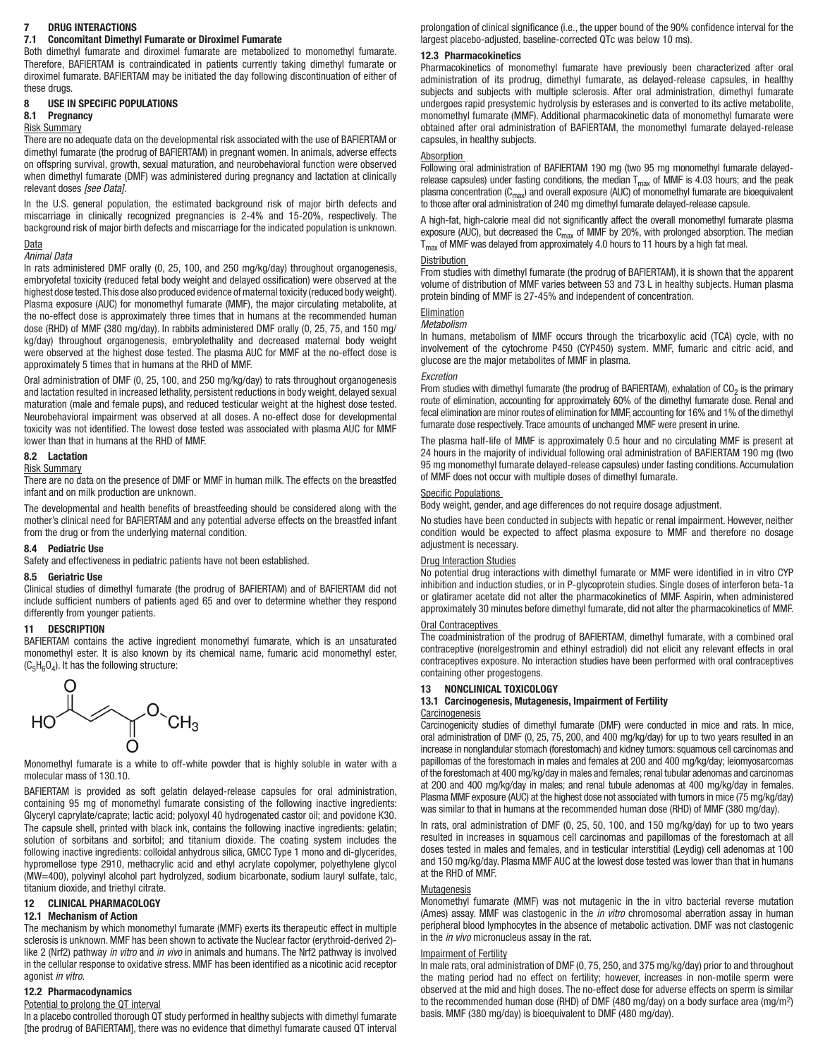## 7 DRUG INTERACTIONS

### 7.1 Concomitant Dimethyl Fumarate or Diroximel Fumarate

Both dimethyl fumarate and diroximel fumarate are metabolized to monomethyl fumarate. Therefore, BAFIERTAM is contraindicated in patients currently taking dimethyl fumarate or diroximel fumarate. BAFIERTAM may be initiated the day following discontinuation of either of these drugs.

## 8 USE IN SPECIFIC POPULATIONS

### 8.1 Pregnancy

Risk Summary

There are no adequate data on the developmental risk associated with the use of BAFIERTAM or dimethyl fumarate (the prodrug of BAFIERTAM) in pregnant women. In animals, adverse effects on offspring survival, growth, sexual maturation, and neurobehavioral function were observed when dimethyl fumarate (DMF) was administered during pregnancy and lactation at clinically relevant doses *[see Data]*.

In the U.S. general population, the estimated background risk of major birth defects and miscarriage in clinically recognized pregnancies is 2-4% and 15-20%, respectively. The background risk of major birth defects and miscarriage for the indicated population is unknown.

Data

*Animal Data*

In rats administered DMF orally (0, 25, 100, and 250 mg/kg/day) throughout organogenesis, embryofetal toxicity (reduced fetal body weight and delayed ossification) were observed at the highest dose tested. This dose also produced evidence of maternal toxicity (reduced body weight). Plasma exposure (AUC) for monomethyl fumarate (MMF), the major circulating metabolite, at the no-effect dose is approximately three times that in humans at the recommended human dose (RHD) of MMF (380 mg/day). In rabbits administered DMF orally (0, 25, 75, and 150 mg/kg/day) throughout organogenesis, embryolethality and decreased maternal body weight were observed at the highest dose tested. The plasma AUC for MMF at the no-effect dose is approximately 5 times that in humans at the RHD of MMF.

Oral administration of DMF (0, 25, 100, and 250 mg/kg/day) to rats throughout organogenesis and lactation resulted in increased lethality, persistent reductions in body weight, delayed sexual maturation (male and female pups), and reduced testicular weight at the highest dose tested. Neurobehavioral impairment was observed at all doses. A no-effect dose for developmental toxicity was not identified. The lowest dose tested was associated with plasma AUC for MMF lower than that in humans at the RHD of MMF.

### 8.2 Lactation

Risk Summary

There are no data on the presence of DMF or MMF in human milk. The effects on the breastfed infant and on milk production are unknown.

The developmental and health benefits of breastfeeding should be considered along with the mother's clinical need for BAFIERTAM and any potential adverse effects on the breastfed infant from the drug or from the underlying maternal condition.

### 8.4 Pediatric Use

Safety and effectiveness in pediatric patients have not been established.

### 8.5 Geriatric Use

Clinical studies of dimethyl fumarate (the prodrug of BAFIERTAM) and of BAFIERTAM did not include sufficient numbers of patients aged 65 and over to determine whether they respond differently from younger patients.

## 11 DESCRIPTION

BAFIERTAM contains the active ingredient monomethyl fumarate, which is an unsaturated monomethyl ester. It is also known by its chemical name, fumaric acid monomethyl ester, ($C_5H_6O_4$). It has the following structure:

Monomethyl fumarate is a white to off-white powder that is highly soluble in water with a molecular mass of 130.10.

BAFIERTAM is provided as soft gelatin delayed-release capsules for oral administration, containing 95 mg of monomethyl fumarate consisting of the following inactive ingredients: Glyceryl caprylate/caprate; lactic acid; polyoxyl 40 hydrogenated castor oil; and povidone K30. The capsule shell, printed with black ink, contains the following inactive ingredients: gelatin; solution of sorbitans and sorbitol; and titanium dioxide. The coating system includes the following inactive ingredients: colloidal anhydrous silica, GMCC Type 1 mono and di-glycerides, hypromellose type 2910, methacrylic acid and ethyl acrylate copolymer, polyethylene glycol (MW=400), polyvinyl alcohol part hydrolyzed, sodium bicarbonate, sodium lauryl sulfate, talc, titanium dioxide, and triethyl citrate.

## 12 CLINICAL PHARMACOLOGY

### 12.1 Mechanism of Action

The mechanism by which monomethyl fumarate (MMF) exerts its therapeutic effect in multiple sclerosis is unknown. MMF has been shown to activate the Nuclear factor (erythroid-derived 2)-like 2 (Nrf2) pathway *in vitro* and *in vivo* in animals and humans. The Nrf2 pathway is involved in the cellular response to oxidative stress. MMF has been identified as a nicotinic acid receptor agonist *in vitro.*

### 12.2 Pharmacodynamics

Potential to prolong the QT interval

In a placebo controlled thorough QT study performed in healthy subjects with dimethyl fumarate [the prodrug of BAFIERTAM], there was no evidence that dimethyl fumarate caused QT interval prolongation of clinical significance (i.e., the upper bound of the 90% confidence interval for the largest placebo-adjusted, baseline-corrected QTc was below 10 ms).

### 12.3 Pharmacokinetics

Pharmacokinetics of monomethyl fumarate have previously been characterized after oral administration of its prodrug, dimethyl fumarate, as delayed-release capsules, in healthy subjects and subjects with multiple sclerosis. After oral administration, dimethyl fumarate undergoes rapid presystemic hydrolysis by esterases and is converted to its active metabolite, monomethyl fumarate (MMF). Additional pharmacokinetic data of monomethyl fumarate were obtained after oral administration of BAFIERTAM, the monomethyl fumarate delayed-release capsules, in healthy subjects.

Absorption

Following oral administration of BAFIERTAM 190 mg (two 95 mg monomethyl fumarate delayed-release capsules) under fasting conditions, the median $T_{max}$ of MMF is 4.03 hours; and the peak plasma concentration ($C_{max}$) and overall exposure (AUC) of monomethyl fumarate are bioequivalent to those after oral administration of 240 mg dimethyl fumarate delayed-release capsule.

A high-fat, high-calorie meal did not significantly affect the overall monomethyl fumarate plasma exposure (AUC), but decreased the $C_{max}$ of MMF by 20%, with prolonged absorption. The median $T_{max}$ of MMF was delayed from approximately 4.0 hours to 11 hours by a high fat meal.

Distribution

From studies with dimethyl fumarate (the prodrug of BAFIERTAM), it is shown that the apparent volume of distribution of MMF varies between 53 and 73 L in healthy subjects. Human plasma protein binding of MMF is 27-45% and independent of concentration.

Elimination

*Metabolism*

In humans, metabolism of MMF occurs through the tricarboxylic acid (TCA) cycle, with no involvement of the cytochrome P450 (CYP450) system. MMF, fumaric and citric acid, and glucose are the major metabolites of MMF in plasma.

*Excretion*

From studies with dimethyl fumarate (the prodrug of BAFIERTAM), exhalation of $CO_2$ is the primary route of elimination, accounting for approximately 60% of the dimethyl fumarate dose. Renal and fecal elimination are minor routes of elimination for MMF, accounting for 16% and 1% of the dimethyl fumarate dose respectively. Trace amounts of unchanged MMF were present in urine.

The plasma half-life of MMF is approximately 0.5 hour and no circulating MMF is present at 24 hours in the majority of individual following oral administration of BAFIERTAM 190 mg (two 95 mg monomethyl fumarate delayed-release capsules) under fasting conditions. Accumulation of MMF does not occur with multiple doses of dimethyl fumarate.

Specific Populations

Body weight, gender, and age differences do not require dosage adjustment.

No studies have been conducted in subjects with hepatic or renal impairment. However, neither condition would be expected to affect plasma exposure to MMF and therefore no dosage adjustment is necessary.

Drug Interaction Studies

No potential drug interactions with dimethyl fumarate or MMF were identified in in vitro CYP inhibition and induction studies, or in P-glycoprotein studies. Single doses of interferon beta-1a or glatiramer acetate did not alter the pharmacokinetics of MMF. Aspirin, when administered approximately 30 minutes before dimethyl fumarate, did not alter the pharmacokinetics of MMF.

Oral Contraceptives

The coadministration of the prodrug of BAFIERTAM, dimethyl fumarate, with a combined oral contraceptive (norelgestromin and ethinyl estradiol) did not elicit any relevant effects in oral contraceptives exposure. No interaction studies have been performed with oral contraceptives containing other progestogens.

## 13 NONCLINICAL TOXICOLOGY

### 13.1 Carcinogenesis, Mutagenesis, Impairment of Fertility

Carcinogenesis

Carcinogenicity studies of dimethyl fumarate (DMF) were conducted in mice and rats. In mice, oral administration of DMF (0, 25, 75, 200, and 400 mg/kg/day) for up to two years resulted in an increase in nonglandular stomach (forestomach) and kidney tumors: squamous cell carcinomas and papillomas of the forestomach in males and females at 200 and 400 mg/kg/day; leiomyosarcomas of the forestomach at 400 mg/kg/day in males and females; renal tubular adenomas and carcinomas at 200 and 400 mg/kg/day in males; and renal tubule adenomas at 400 mg/kg/day in females. Plasma MMF exposure (AUC) at the highest dose not associated with tumors in mice (75 mg/kg/day) was similar to that in humans at the recommended human dose (RHD) of MMF (380 mg/day).

In rats, oral administration of DMF (0, 25, 50, 100, and 150 mg/kg/day) for up to two years resulted in increases in squamous cell carcinomas and papillomas of the forestomach at all doses tested in males and females, and in testicular interstitial (Leydig) cell adenomas at 100 and 150 mg/kg/day. Plasma MMF AUC at the lowest dose tested was lower than that in humans at the RHD of MMF.

Mutagenesis

Monomethyl fumarate (MMF) was not mutagenic in the in vitro bacterial reverse mutation (Ames) assay. MMF was clastogenic in the *in vitro* chromosomal aberration assay in human peripheral blood lymphocytes in the absence of metabolic activation. DMF was not clastogenic in the *in vivo* micronucleus assay in the rat.

Impairment of Fertility

In male rats, oral administration of DMF (0, 75, 250, and 375 mg/kg/day) prior to and throughout the mating period had no effect on fertility; however, increases in non-motile sperm were observed at the mid and high doses. The no-effect dose for adverse effects on sperm is similar to the recommended human dose (RHD) of DMF (480 mg/day) on a body surface area (mg/$m^2$) basis. MMF (380 mg/day) is bioequivalent to DMF (480 mg/day).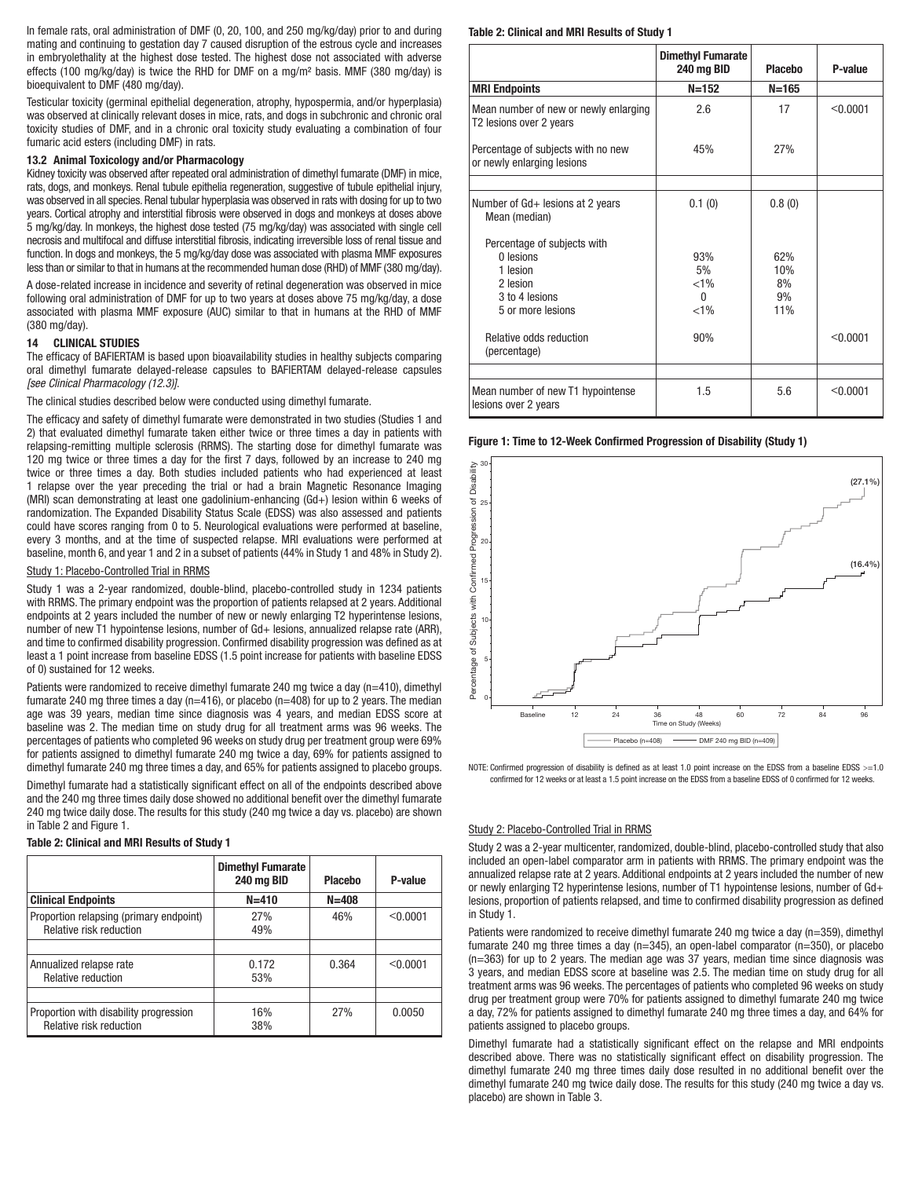In female rats, oral administration of DMF (0, 20, 100, and 250 mg/kg/day) prior to and during mating and continuing to gestation day 7 caused disruption of the estrous cycle and increases in embryolethality at the highest dose tested. The highest dose not associated with adverse effects (100 mg/kg/day) is twice the RHD for DMF on a mg/m² basis. MMF (380 mg/day) is bioequivalent to DMF (480 mg/day).

Testicular toxicity (germinal epithelial degeneration, atrophy, hypospermia, and/or hyperplasia) was observed at clinically relevant doses in mice, rats, and dogs in subchronic and chronic oral toxicity studies of DMF, and in a chronic oral toxicity study evaluating a combination of four fumaric acid esters (including DMF) in rats.

### 13.2 Animal Toxicology and/or Pharmacology

Kidney toxicity was observed after repeated oral administration of dimethyl fumarate (DMF) in mice, rats, dogs, and monkeys. Renal tubule epithelia regeneration, suggestive of tubule epithelial injury, was observed in all species. Renal tubular hyperplasia was observed in rats with dosing for up to two years. Cortical atrophy and interstitial fibrosis were observed in dogs and monkeys at doses above 5 mg/kg/day. In monkeys, the highest dose tested (75 mg/kg/day) was associated with single cell necrosis and multifocal and diffuse interstitial fibrosis, indicating irreversible loss of renal tissue and function. In dogs and monkeys, the 5 mg/kg/day dose was associated with plasma MMF exposures less than or similar to that in humans at the recommended human dose (RHD) of MMF (380 mg/day).

A dose-related increase in incidence and severity of retinal degeneration was observed in mice following oral administration of DMF for up to two years at doses above 75 mg/kg/day, a dose associated with plasma MMF exposure (AUC) similar to that in humans at the RHD of MMF (380 mg/day).

## 14 CLINICAL STUDIES

The efficacy of BAFIERTAM is based upon bioavailability studies in healthy subjects comparing oral dimethyl fumarate delayed-release capsules to BAFIERTAM delayed-release capsules *[see Clinical Pharmacology (12.3)]*.

The clinical studies described below were conducted using dimethyl fumarate.

The efficacy and safety of dimethyl fumarate were demonstrated in two studies (Studies 1 and 2) that evaluated dimethyl fumarate taken either twice or three times a day in patients with relapsing-remitting multiple sclerosis (RRMS). The starting dose for dimethyl fumarate was 120 mg twice or three times a day for the first 7 days, followed by an increase to 240 mg twice or three times a day. Both studies included patients who had experienced at least 1 relapse over the year preceding the trial or had a brain Magnetic Resonance Imaging (MRI) scan demonstrating at least one gadolinium-enhancing (Gd+) lesion within 6 weeks of randomization. The Expanded Disability Status Scale (EDSS) was also assessed and patients could have scores ranging from 0 to 5. Neurological evaluations were performed at baseline, every 3 months, and at the time of suspected relapse. MRI evaluations were performed at baseline, month 6, and year 1 and 2 in a subset of patients (44% in Study 1 and 48% in Study 2).

Study 1: Placebo-Controlled Trial in RRMS

Study 1 was a 2-year randomized, double-blind, placebo-controlled study in 1234 patients with RRMS. The primary endpoint was the proportion of patients relapsed at 2 years. Additional endpoints at 2 years included the number of new or newly enlarging T2 hyperintense lesions, number of new T1 hypointense lesions, number of Gd+ lesions, annualized relapse rate (ARR), and time to confirmed disability progression. Confirmed disability progression was defined as at least a 1 point increase from baseline EDSS (1.5 point increase for patients with baseline EDSS of 0) sustained for 12 weeks.

Patients were randomized to receive dimethyl fumarate 240 mg twice a day (n=410), dimethyl fumarate 240 mg three times a day (n=416), or placebo (n=408) for up to 2 years. The median age was 39 years, median time since diagnosis was 4 years, and median EDSS score at baseline was 2. The median time on study drug for all treatment arms was 96 weeks. The percentages of patients who completed 96 weeks on study drug per treatment group were 69% for patients assigned to dimethyl fumarate 240 mg twice a day, 69% for patients assigned to dimethyl fumarate 240 mg three times a day, and 65% for patients assigned to placebo groups.

Dimethyl fumarate had a statistically significant effect on all of the endpoints described above and the 240 mg three times daily dose showed no additional benefit over the dimethyl fumarate 240 mg twice daily dose. The results for this study (240 mg twice a day vs. placebo) are shown in Table 2 and Figure 1.

**Table 2: Clinical and MRI Results of Study 1**

| | Dimethyl Fumarate 240 mg BID | Placebo | P-value |
|---|---|---|---|
| **Clinical Endpoints** | **N=410** | **N=408** | |
| Proportion relapsing (primary endpoint)<br>Relative risk reduction | 27%<br>49% | 46% | <0.0001 |
| Annualized relapse rate<br>Relative reduction | 0.172<br>53% | 0.364 | <0.0001 |
| Proportion with disability progression<br>Relative risk reduction | 16%<br>38% | 27% | 0.0050 |
| **MRI Endpoints** | **N=152** | **N=165** | |
| Mean number of new or newly enlarging T2 lesions over 2 years | 2.6 | 17 | <0.0001 |
| Percentage of subjects with no new or newly enlarging lesions | 45% | 27% | |
| Number of Gd+ lesions at 2 years<br>Mean (median) | 0.1 (0) | 0.8 (0) | |
| Percentage of subjects with<br>0 lesions<br>1 lesion<br>2 lesion<br>3 to 4 lesions<br>5 or more lesions | <br>93%<br>5%<br><1%<br>0<br><1% | <br>62%<br>10%<br>8%<br>9%<br>11% | |
| Relative odds reduction (percentage) | 90% | | <0.0001 |
| Mean number of new T1 hypointense lesions over 2 years | 1.5 | 5.6 | <0.0001 |

**Figure 1: Time to 12-Week Confirmed Progression of Disability (Study 1)**

NOTE: Confirmed progression of disability is defined as at least 1.0 point increase on the EDSS from a baseline EDSS >=1.0 confirmed for 12 weeks or at least a 1.5 point increase on the EDSS from a baseline EDSS of 0 confirmed for 12 weeks.

Study 2: Placebo-Controlled Trial in RRMS

Study 2 was a 2-year multicenter, randomized, double-blind, placebo-controlled study that also included an open-label comparator arm in patients with RRMS. The primary endpoint was the annualized relapse rate at 2 years. Additional endpoints at 2 years included the number of new or newly enlarging T2 hyperintense lesions, number of T1 hypointense lesions, number of Gd+ lesions, proportion of patients relapsed, and time to confirmed disability progression as defined in Study 1.

Patients were randomized to receive dimethyl fumarate 240 mg twice a day (n=359), dimethyl fumarate 240 mg three times a day (n=345), an open-label comparator (n=350), or placebo (n=363) for up to 2 years. The median age was 37 years, median time since diagnosis was 3 years, and median EDSS score at baseline was 2.5. The median time on study drug for all treatment arms was 96 weeks. The percentages of patients who completed 96 weeks on study drug per treatment group were 70% for patients assigned to dimethyl fumarate 240 mg twice a day, 72% for patients assigned to dimethyl fumarate 240 mg three times a day, and 64% for patients assigned to placebo groups.

Dimethyl fumarate had a statistically significant effect on the relapse and MRI endpoints described above. There was no statistically significant effect on disability progression. The dimethyl fumarate 240 mg three times daily dose resulted in no additional benefit over the dimethyl fumarate 240 mg twice daily dose. The results for this study (240 mg twice a day vs. placebo) are shown in Table 3.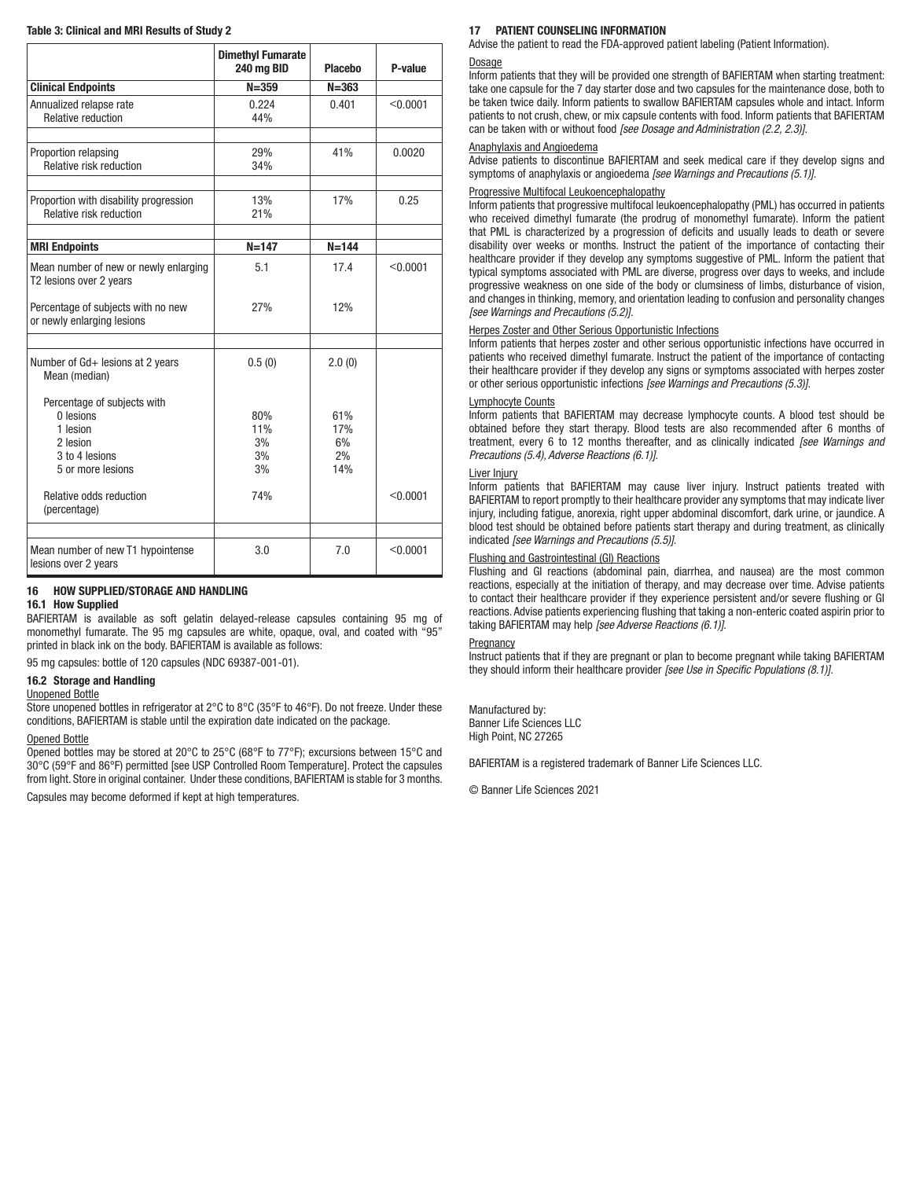**Table 3: Clinical and MRI Results of Study 2**

| | Dimethyl Fumarate 240 mg BID | Placebo | P-value |
|---|---|---|---|
| **Clinical Endpoints** | **N=359** | **N=363** | |
| Annualized relapse rate<br>Relative reduction | 0.224<br>44% | 0.401 | <0.0001 |
| Proportion relapsing<br>Relative risk reduction | 29%<br>34% | 41% | 0.0020 |
| Proportion with disability progression<br>Relative risk reduction | 13%<br>21% | 17% | 0.25 |
| **MRI Endpoints** | **N=147** | **N=144** | |
| Mean number of new or newly enlarging T2 lesions over 2 years | 5.1 | 17.4 | <0.0001 |
| Percentage of subjects with no new or newly enlarging lesions | 27% | 12% | |
| Number of Gd+ lesions at 2 years<br>Mean (median) | 0.5 (0) | 2.0 (0) | |
| Percentage of subjects with<br>0 lesions<br>1 lesion<br>2 lesion<br>3 to 4 lesions<br>5 or more lesions | <br>80%<br>11%<br>3%<br>3%<br>3% | <br>61%<br>17%<br>6%<br>2%<br>14% | |
| Relative odds reduction (percentage) | 74% | | <0.0001 |
| Mean number of new T1 hypointense lesions over 2 years | 3.0 | 7.0 | <0.0001 |

## 16 HOW SUPPLIED/STORAGE AND HANDLING

### 16.1 How Supplied

BAFIERTAM is available as soft gelatin delayed-release capsules containing 95 mg of monomethyl fumarate. The 95 mg capsules are white, opaque, oval, and coated with "95" printed in black ink on the body. BAFIERTAM is available as follows:

95 mg capsules: bottle of 120 capsules (NDC 69387-001-01).

### 16.2 Storage and Handling

Unopened Bottle

Store unopened bottles in refrigerator at 2°C to 8°C (35°F to 46°F). Do not freeze. Under these conditions, BAFIERTAM is stable until the expiration date indicated on the package.

Opened Bottle

Opened bottles may be stored at 20°C to 25°C (68°F to 77°F); excursions between 15°C and 30°C (59°F and 86°F) permitted [see USP Controlled Room Temperature]. Protect the capsules from light. Store in original container. Under these conditions, BAFIERTAM is stable for 3 months.

Capsules may become deformed if kept at high temperatures.

## 17 PATIENT COUNSELING INFORMATION

Advise the patient to read the FDA-approved patient labeling (Patient Information).

Dosage

Inform patients that they will be provided one strength of BAFIERTAM when starting treatment: take one capsule for the 7 day starter dose and two capsules for the maintenance dose, both to be taken twice daily. Inform patients to swallow BAFIERTAM capsules whole and intact. Inform patients to not crush, chew, or mix capsule contents with food. Inform patients that BAFIERTAM can be taken with or without food *[see Dosage and Administration (2.2, 2.3)]*.

Anaphylaxis and Angioedema

Advise patients to discontinue BAFIERTAM and seek medical care if they develop signs and symptoms of anaphylaxis or angioedema *[see Warnings and Precautions (5.1)]*.

Progressive Multifocal Leukoencephalopathy

Inform patients that progressive multifocal leukoencephalopathy (PML) has occurred in patients who received dimethyl fumarate (the prodrug of monomethyl fumarate). Inform the patient that PML is characterized by a progression of deficits and usually leads to death or severe disability over weeks or months. Instruct the patient of the importance of contacting their healthcare provider if they develop any symptoms suggestive of PML. Inform the patient that typical symptoms associated with PML are diverse, progress over days to weeks, and include progressive weakness on one side of the body or clumsiness of limbs, disturbance of vision, and changes in thinking, memory, and orientation leading to confusion and personality changes *[see Warnings and Precautions (5.2)]*.

Herpes Zoster and Other Serious Opportunistic Infections

Inform patients that herpes zoster and other serious opportunistic infections have occurred in patients who received dimethyl fumarate. Instruct the patient of the importance of contacting their healthcare provider if they develop any signs or symptoms associated with herpes zoster or other serious opportunistic infections *[see Warnings and Precautions (5.3)]*.

Lymphocyte Counts

Inform patients that BAFIERTAM may decrease lymphocyte counts. A blood test should be obtained before they start therapy. Blood tests are also recommended after 6 months of treatment, every 6 to 12 months thereafter, and as clinically indicated *[see Warnings and Precautions (5.4), Adverse Reactions (6.1)]*.

Liver Injury

Inform patients that BAFIERTAM may cause liver injury. Instruct patients treated with BAFIERTAM to report promptly to their healthcare provider any symptoms that may indicate liver injury, including fatigue, anorexia, right upper abdominal discomfort, dark urine, or jaundice. A blood test should be obtained before patients start therapy and during treatment, as clinically indicated *[see Warnings and Precautions (5.5)]*.

Flushing and Gastrointestinal (GI) Reactions

Flushing and GI reactions (abdominal pain, diarrhea, and nausea) are the most common reactions, especially at the initiation of therapy, and may decrease over time. Advise patients to contact their healthcare provider if they experience persistent and/or severe flushing or GI reactions. Advise patients experiencing flushing that taking a non-enteric coated aspirin prior to taking BAFIERTAM may help *[see Adverse Reactions (6.1)]*.

Pregnancy

Instruct patients that if they are pregnant or plan to become pregnant while taking BAFIERTAM they should inform their healthcare provider *[see Use in Specific Populations (8.1)]*.

Manufactured by:
Banner Life Sciences LLC
High Point, NC 27265

BAFIERTAM is a registered trademark of Banner Life Sciences LLC.

© Banner Life Sciences 2021